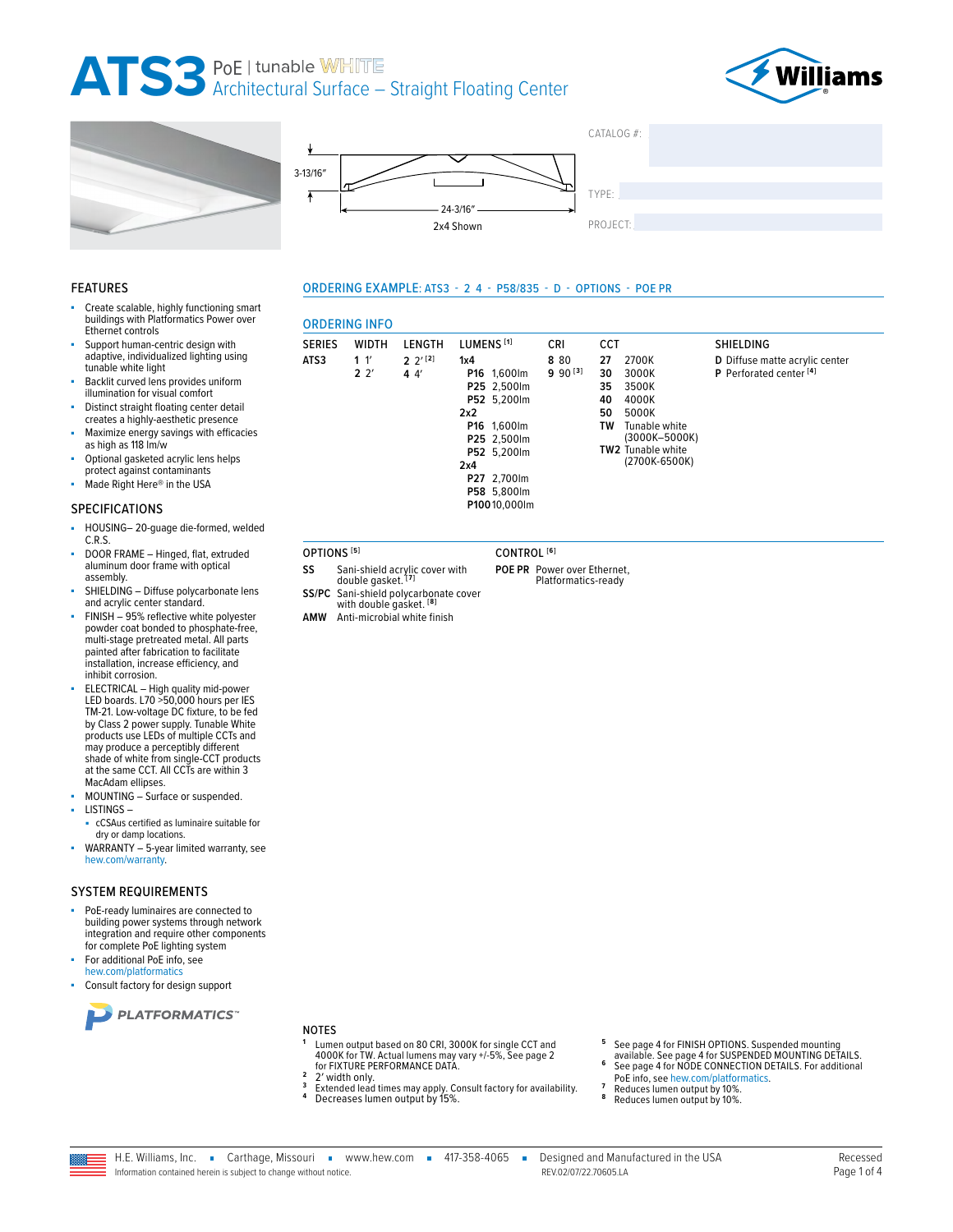# ATS3 PoE | tunable WHITE
## Architectural Surface – Straight Floating Center

3-13/16″

24-3/16″

2x4 Shown

CATALOG #:

TYPE:

PROJECT:

## FEATURES

- Create scalable, highly functioning smart buildings with Platformatics Power over Ethernet controls
- Support human-centric design with adaptive, individualized lighting using tunable white light
- Backlit curved lens provides uniform illumination for visual comfort
- Distinct straight floating center detail creates a highly-aesthetic presence
- Maximize energy savings with efficacies as high as 118 lm/w
- Optional gasketed acrylic lens helps protect against contaminants
- Made Right Here® in the USA

## SPECIFICATIONS

- HOUSING– 20-guage die-formed, welded C.R.S.
- DOOR FRAME – Hinged, flat, extruded aluminum door frame with optical assembly.
- SHIELDING – Diffuse polycarbonate lens and acrylic center standard.
- FINISH – 95% reflective white polyester powder coat bonded to phosphate-free, multi-stage pretreated metal. All parts painted after fabrication to facilitate installation, increase efficiency, and inhibit corrosion.
- ELECTRICAL – High quality mid-power LED boards. L70 >50,000 hours per IES TM-21. Low-voltage DC fixture, to be fed by Class 2 power supply. Tunable White products use LEDs of multiple CCTs and may produce a perceptibly different shade of white from single-CCT products at the same CCT. All CCTs are within 3 MacAdam ellipses.
- MOUNTING – Surface or suspended.
- LISTINGS –
  - cCSAus certified as luminaire suitable for dry or damp locations.
- WARRANTY – 5-year limited warranty, see hew.com/warranty.

## SYSTEM REQUIREMENTS

- PoE-ready luminaires are connected to building power systems through network integration and require other components for complete PoE lighting system
- For additional PoE info, see hew.com/platformatics
- Consult factory for design support

PLATFORMATICS™

## ORDERING EXAMPLE: ATS3 - 2 4 - P58/835 - D - OPTIONS - POE PR

## ORDERING INFO

| SERIES | WIDTH | LENGTH | LUMENS [1] | CRI | CCT | SHIELDING |
|---|---|---|---|---|---|---|
| ATS3 | 1 1′ | 2 2′ [2] | 1x4 | 8 80 | 27 2700K | D Diffuse matte acrylic center |
| | 2 2′ | 4 4′ | P16 1,600lm | 9 90 [3] | 30 3000K | P Perforated center [4] |
| | | | P25 2,500lm | | 35 3500K | |
| | | | P52 5,200lm | | 40 4000K | |
| | | | 2x2 | | 50 5000K | |
| | | | P16 1,600lm | | TW Tunable white (3000K–5000K) | |
| | | | P25 2,500lm | | TW2 Tunable white (2700K-6500K) | |
| | | | P52 5,200lm | | | |
| | | | 2x4 | | | |
| | | | P27 2,700lm | | | |
| | | | P58 5,800lm | | | |
| | | | P100 10,000lm | | | |

| OPTIONS [5] | | CONTROL [6] | |
|---|---|---|---|
| SS | Sani-shield acrylic cover with double gasket. [7] | POE PR | Power over Ethernet, Platformatics-ready |
| SS/PC | Sani-shield polycarbonate cover with double gasket. [8] | | |
| AMW | Anti-microbial white finish | | |

## NOTES

1. Lumen output based on 80 CRI, 3000K for single CCT and 4000K for TW. Actual lumens may vary +/-5%, See page 2 for FIXTURE PERFORMANCE DATA.
2. 2′ width only.
3. Extended lead times may apply. Consult factory for availability.
4. Decreases lumen output by 15%.
5. See page 4 for FINISH OPTIONS. Suspended mounting available. See page 4 for SUSPENDED MOUNTING DETAILS.
6. See page 4 for NODE CONNECTION DETAILS. For additional PoE info, see hew.com/platformatics.
7. Reduces lumen output by 10%.
8. Reduces lumen output by 10%.

H.E. Williams, Inc. ▪ Carthage, Missouri ▪ www.hew.com ▪ 417-358-4065 ▪ Designed and Manufactured in the USA

Information contained herein is subject to change without notice. REV.02/07/22.70605.LA

Recessed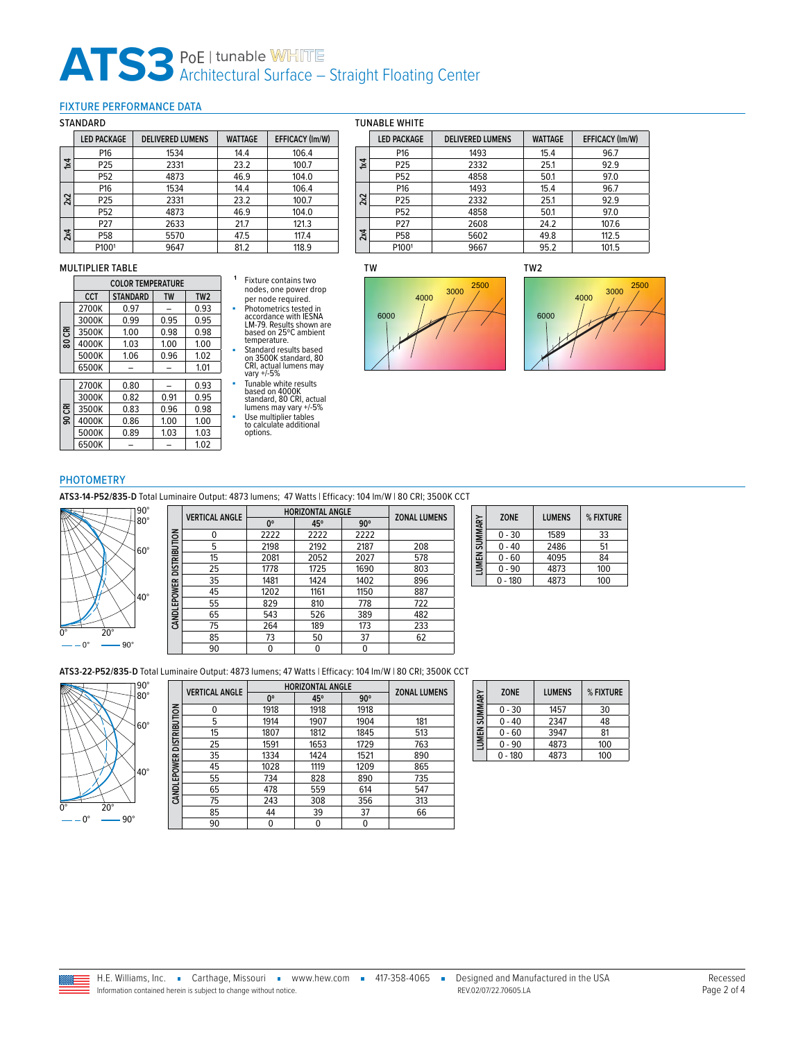# ATS3 PoE | tunable WHITE
## Architectural Surface – Straight Floating Center

## FIXTURE PERFORMANCE DATA

### STANDARD

| | LED PACKAGE | DELIVERED LUMENS | WATTAGE | EFFICACY (lm/W) |
|---|---|---|---|---|
| 1x4 | P16 | 1534 | 14.4 | 106.4 |
| | P25 | 2331 | 23.2 | 100.7 |
| | P52 | 4873 | 46.9 | 104.0 |
| 2x2 | P16 | 1534 | 14.4 | 106.4 |
| | P25 | 2331 | 23.2 | 100.7 |
| | P52 | 4873 | 46.9 | 104.0 |
| 2x4 | P27 | 2633 | 21.7 | 121.3 |
| | P58 | 5570 | 47.5 | 117.4 |
| | P100[1] | 9647 | 81.2 | 118.9 |

### TUNABLE WHITE

| | LED PACKAGE | DELIVERED LUMENS | WATTAGE | EFFICACY (lm/W) |
|---|---|---|---|---|
| 1x4 | P16 | 1493 | 15.4 | 96.7 |
| | P25 | 2332 | 25.1 | 92.9 |
| | P52 | 4858 | 50.1 | 97.0 |
| 2x2 | P16 | 1493 | 15.4 | 96.7 |
| | P25 | 2332 | 25.1 | 92.9 |
| | P52 | 4858 | 50.1 | 97.0 |
| 2x4 | P27 | 2608 | 24.2 | 107.6 |
| | P58 | 5602 | 49.8 | 112.5 |
| | P100[1] | 9667 | 95.2 | 101.5 |

### MULTIPLIER TABLE

| | COLOR TEMPERATURE | | | |
|---|---|---|---|---|
| | CCT | STANDARD | TW | TW2 |
| 80 CRI | 2700K | 0.97 | – | 0.93 |
| | 3000K | 0.99 | 0.95 | 0.95 |
| | 3500K | 1.00 | 0.98 | 0.98 |
| | 4000K | 1.03 | 1.00 | 1.00 |
| | 5000K | 1.06 | 0.96 | 1.02 |
| | 6500K | – | – | 1.01 |
| 90 CRI | 2700K | 0.80 | – | 0.93 |
| | 3000K | 0.82 | 0.91 | 0.95 |
| | 3500K | 0.83 | 0.96 | 0.98 |
| | 4000K | 0.86 | 1.00 | 1.00 |
| | 5000K | 0.89 | 1.03 | 1.03 |
| | 6500K | – | – | 1.02 |

[1] Fixture contains two nodes, one power drop per node required.

- Photometrics tested in accordance with IESNA LM-79. Results shown are based on 25°C ambient temperature.
- Standard results based on 3500K standard, 80 CRI, actual lumens may vary +/-5%
- Tunable white results based on 4000K standard, 80 CRI, actual lumens may vary +/-5%
- Use multiplier tables to calculate additional options.

TW

TW2

## PHOTOMETRY

**ATS3-14-P52/835-D** Total Luminaire Output: 4873 lumens; 47 Watts | Efficacy: 104 lm/W | 80 CRI; 3500K CCT

— 0° —— 90°

CANDLEPOWER DISTRIBUTION

| VERTICAL ANGLE | HORIZONTAL ANGLE | | | ZONAL LUMENS |
|---|---|---|---|---|
| | 0° | 45° | 90° | |
| 0 | 2222 | 2222 | 2222 | |
| 5 | 2198 | 2192 | 2187 | 208 |
| 15 | 2081 | 2052 | 2027 | 578 |
| 25 | 1778 | 1725 | 1690 | 803 |
| 35 | 1481 | 1424 | 1402 | 896 |
| 45 | 1202 | 1161 | 1150 | 887 |
| 55 | 829 | 810 | 778 | 722 |
| 65 | 543 | 526 | 389 | 482 |
| 75 | 264 | 189 | 173 | 233 |
| 85 | 73 | 50 | 37 | 62 |
| 90 | 0 | 0 | 0 | |

LUMEN SUMMARY

| ZONE | LUMENS | % FIXTURE |
|---|---|---|
| 0 - 30 | 1589 | 33 |
| 0 - 40 | 2486 | 51 |
| 0 - 60 | 4095 | 84 |
| 0 - 90 | 4873 | 100 |
| 0 - 180 | 4873 | 100 |

**ATS3-22-P52/835-D** Total Luminaire Output: 4873 lumens; 47 Watts | Efficacy: 104 lm/W | 80 CRI; 3500K CCT

— 0° —— 90°

CANDLEPOWER DISTRIBUTION

| VERTICAL ANGLE | HORIZONTAL ANGLE | | | ZONAL LUMENS |
|---|---|---|---|---|
| | 0° | 45° | 90° | |
| 0 | 1918 | 1918 | 1918 | |
| 5 | 1914 | 1907 | 1904 | 181 |
| 15 | 1807 | 1812 | 1845 | 513 |
| 25 | 1591 | 1653 | 1729 | 763 |
| 35 | 1334 | 1424 | 1521 | 890 |
| 45 | 1028 | 1119 | 1209 | 865 |
| 55 | 734 | 828 | 890 | 735 |
| 65 | 478 | 559 | 614 | 547 |
| 75 | 243 | 308 | 356 | 313 |
| 85 | 44 | 39 | 37 | 66 |
| 90 | 0 | 0 | 0 | |

LUMEN SUMMARY

| ZONE | LUMENS | % FIXTURE |
|---|---|---|
| 0 - 30 | 1457 | 30 |
| 0 - 40 | 2347 | 48 |
| 0 - 60 | 3947 | 81 |
| 0 - 90 | 4873 | 100 |
| 0 - 180 | 4873 | 100 |

H.E. Williams, Inc. ▪ Carthage, Missouri ▪ www.hew.com ▪ 417-358-4065 ▪ Designed and Manufactured in the USA

Information contained herein is subject to change without notice. REV.02/07/22.70605.LA

Recessed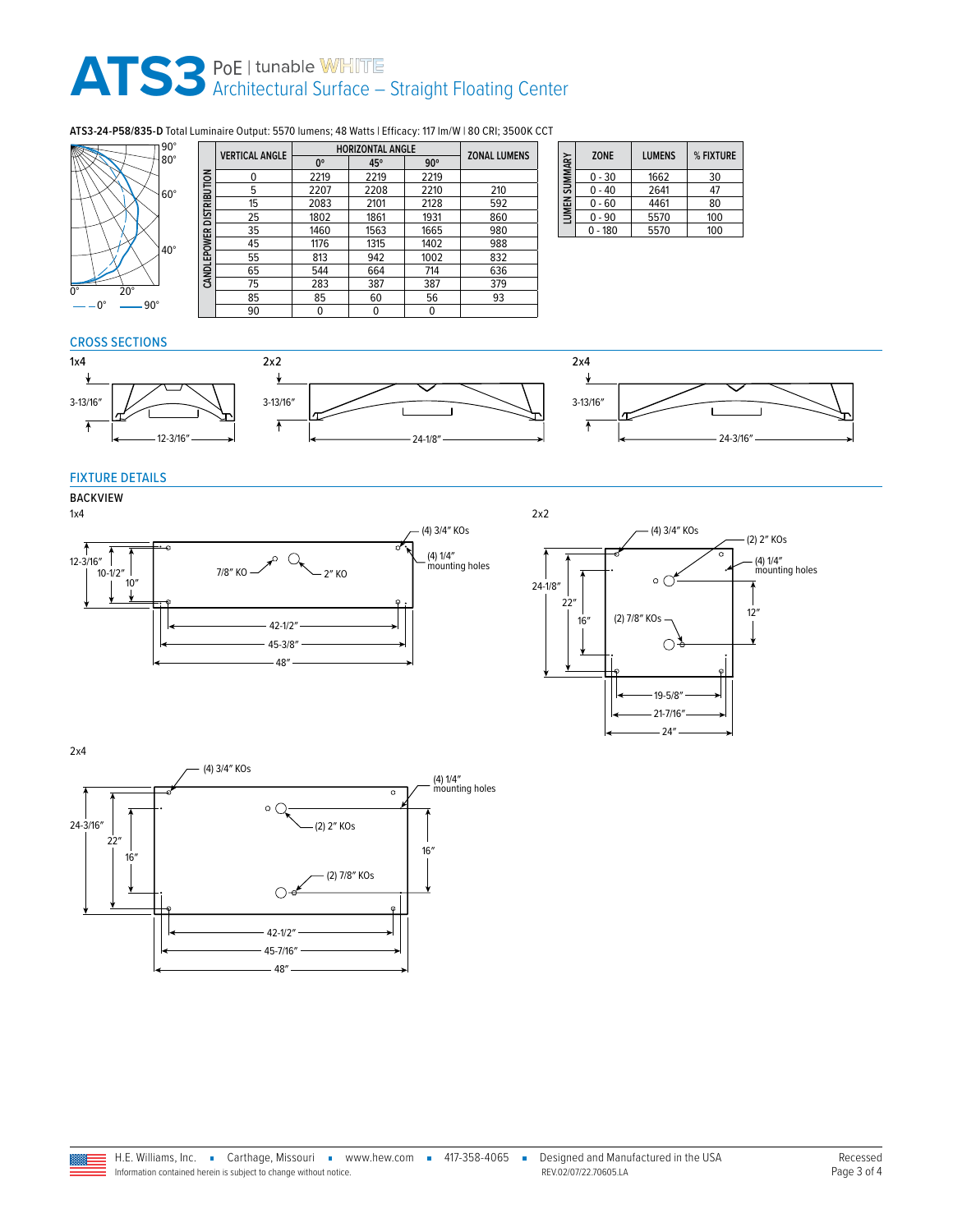# ATS3 PoE | tunable WHITE Architectural Surface – Straight Floating Center

**ATS3-24-P58/835-D** Total Luminaire Output: 5570 lumens; 48 Watts I Efficacy: 117 lm/W I 80 CRI; 3500K CCT

— – 0°  —— 90°

**CANDLEPOWER DISTRIBUTION**

| VERTICAL ANGLE | HORIZONTAL ANGLE | | | ZONAL LUMENS |
|---|---|---|---|---|
| | 0° | 45° | 90° | |
| 0 | 2219 | 2219 | 2219 | |
| 5 | 2207 | 2208 | 2210 | 210 |
| 15 | 2083 | 2101 | 2128 | 592 |
| 25 | 1802 | 1861 | 1931 | 860 |
| 35 | 1460 | 1563 | 1665 | 980 |
| 45 | 1176 | 1315 | 1402 | 988 |
| 55 | 813 | 942 | 1002 | 832 |
| 65 | 544 | 664 | 714 | 636 |
| 75 | 283 | 387 | 387 | 379 |
| 85 | 85 | 60 | 56 | 93 |
| 90 | 0 | 0 | 0 | |

**LUMEN SUMMARY**

| ZONE | LUMENS | % FIXTURE |
|---|---|---|
| 0 - 30 | 1662 | 30 |
| 0 - 40 | 2641 | 47 |
| 0 - 60 | 4461 | 80 |
| 0 - 90 | 5570 | 100 |
| 0 - 180 | 5570 | 100 |

## CROSS SECTIONS

**1x4** — 3-13/16″ × 12-3/16″

**2x2** — 3-13/16″ × 24-1/8″

**2x4** — 3-13/16″ × 24-3/16″

## FIXTURE DETAILS

### BACKVIEW

**1x4**

- (4) 3/4″ KOs
- (4) 1/4″ mounting holes
- 7/8″ KO
- 2″ KO
- 12-3/16″, 10-1/2″, 10″
- 42-1/2″, 45-3/8″, 48″

**2x2**

- (4) 3/4″ KOs
- (2) 2″ KOs
- (4) 1/4″ mounting holes
- (2) 7/8″ KOs
- 24-1/8″, 22″, 16″, 12″
- 19-5/8″, 21-7/16″, 24″

**2x4**

- (4) 3/4″ KOs
- (4) 1/4″ mounting holes
- (2) 2″ KOs
- (2) 7/8″ KOs
- 24-3/16″, 22″, 16″, 16″
- 42-1/2″, 45-7/16″, 48″

H.E. Williams, Inc. ▪ Carthage, Missouri ▪ www.hew.com ▪ 417-358-4065 ▪ Designed and Manufactured in the USA

Information contained herein is subject to change without notice. REV.02/07/22.70605.LA

Recessed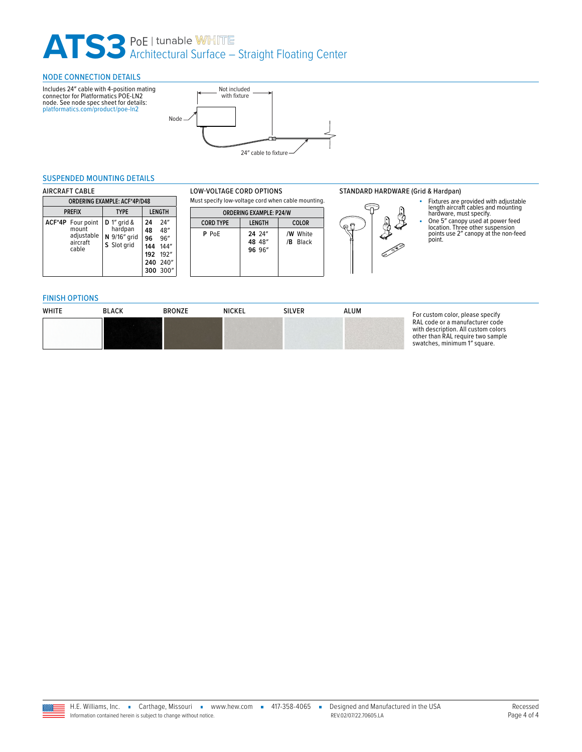# ATS3 PoE | tunable WHITE

## Architectural Surface – Straight Floating Center

## NODE CONNECTION DETAILS

Includes 24″ cable with 4-position mating connector for Platformatics POE-LN2 node. See node spec sheet for details: platformatics.com/product/poe-ln2

Not included with fixture

Node

24″ cable to fixture

## SUSPENDED MOUNTING DETAILS

### AIRCRAFT CABLE

| ORDERING EXAMPLE: ACF*4P/D48 | | |
|---|---|---|
| PREFIX | TYPE | LENGTH |
| **ACF*4P** Four point mount adjustable aircraft cable | **D** 1″ grid & hardpan<br>**N** 9/16″ grid<br>**S** Slot grid | **24** 24″<br>**48** 48″<br>**96** 96″<br>**144** 144″<br>**192** 192″<br>**240** 240″<br>**300** 300″ |

### LOW-VOLTAGE CORD OPTIONS

Must specify low-voltage cord when cable mounting.

| ORDERING EXAMPLE: P24/W | | |
|---|---|---|
| CORD TYPE | LENGTH | COLOR |
| **P** PoE | **24** 24″<br>**48** 48″<br>**96** 96″ | **/W** White<br>**/B** Black |

### STANDARD HARDWARE (Grid & Hardpan)

- Fixtures are provided with adjustable length aircraft cables and mounting hardware, must specify.
- One 5″ canopy used at power feed location. Three other suspension points use 2″ canopy at the non-feed point.

## FINISH OPTIONS

WHITE | BLACK | BRONZE | NICKEL | SILVER | ALUM

For custom color, please specify RAL code or a manufacturer code with description. All custom colors other than RAL require two sample swatches, minimum 1″ square.

H.E. Williams, Inc. ▪ Carthage, Missouri ▪ www.hew.com ▪ 417-358-4065 ▪ Designed and Manufactured in the USA

Information contained herein is subject to change without notice. REV.02/07/22.70605.LA

Recessed